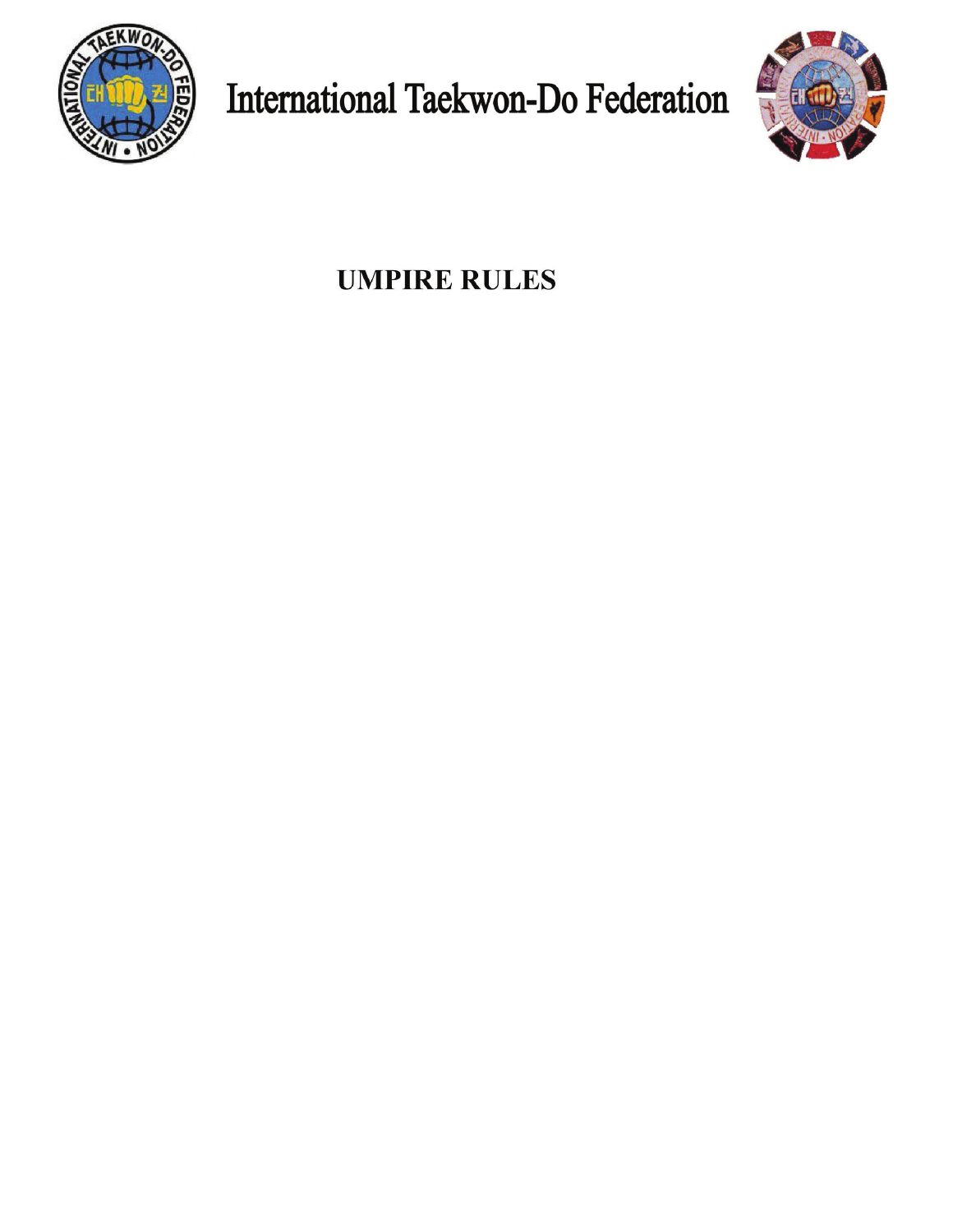# International Taekwon-Do Federation

## UMPIRE RULES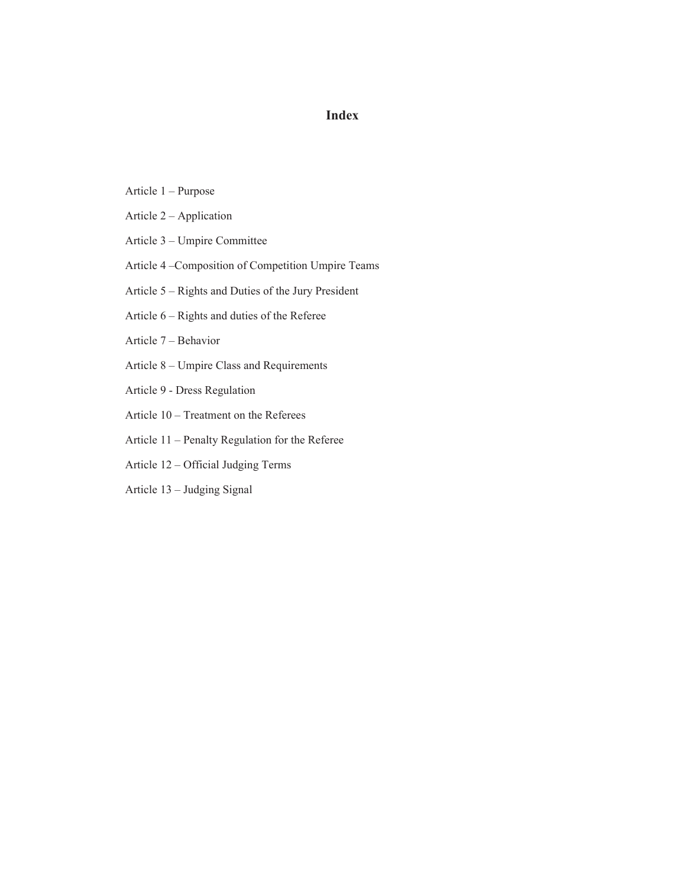# Index

Article 1 – Purpose

Article 2 – Application

Article 3 – Umpire Committee

Article 4 –Composition of Competition Umpire Teams

Article 5 – Rights and Duties of the Jury President

Article 6 – Rights and duties of the Referee

Article 7 – Behavior

Article 8 – Umpire Class and Requirements

Article 9 - Dress Regulation

Article 10 – Treatment on the Referees

Article 11 – Penalty Regulation for the Referee

Article 12 – Official Judging Terms

Article 13 – Judging Signal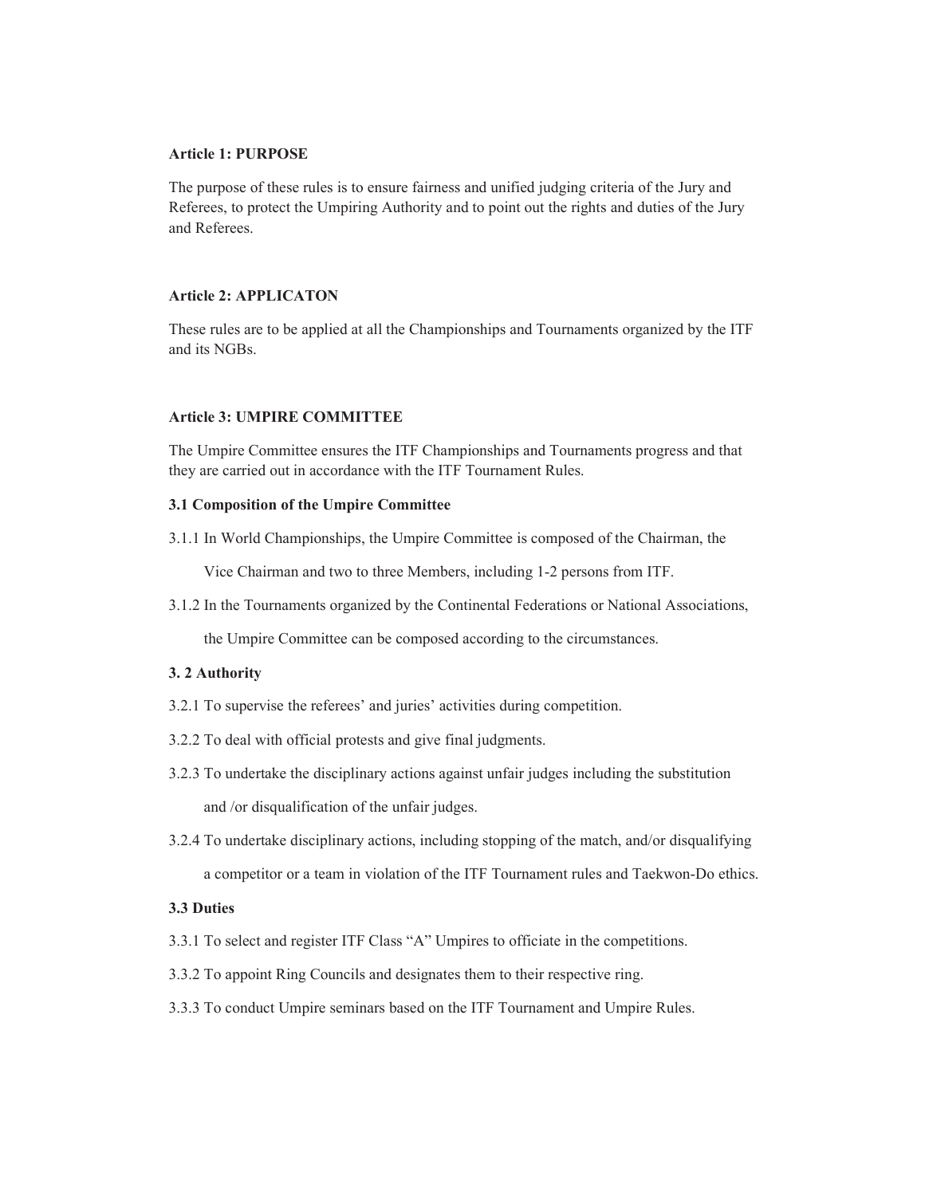**Article 1: PURPOSE**

The purpose of these rules is to ensure fairness and unified judging criteria of the Jury and Referees, to protect the Umpiring Authority and to point out the rights and duties of the Jury and Referees.

**Article 2: APPLICATON**

These rules are to be applied at all the Championships and Tournaments organized by the ITF and its NGBs.

**Article 3: UMPIRE COMMITTEE**

The Umpire Committee ensures the ITF Championships and Tournaments progress and that they are carried out in accordance with the ITF Tournament Rules.

**3.1 Composition of the Umpire Committee**

3.1.1 In World Championships, the Umpire Committee is composed of the Chairman, the Vice Chairman and two to three Members, including 1-2 persons from ITF.

3.1.2 In the Tournaments organized by the Continental Federations or National Associations, the Umpire Committee can be composed according to the circumstances.

**3. 2 Authority**

3.2.1 To supervise the referees' and juries' activities during competition.

3.2.2 To deal with official protests and give final judgments.

3.2.3 To undertake the disciplinary actions against unfair judges including the substitution and /or disqualification of the unfair judges.

3.2.4 To undertake disciplinary actions, including stopping of the match, and/or disqualifying a competitor or a team in violation of the ITF Tournament rules and Taekwon-Do ethics.

**3.3 Duties**

3.3.1 To select and register ITF Class "A" Umpires to officiate in the competitions.

3.3.2 To appoint Ring Councils and designates them to their respective ring.

3.3.3 To conduct Umpire seminars based on the ITF Tournament and Umpire Rules.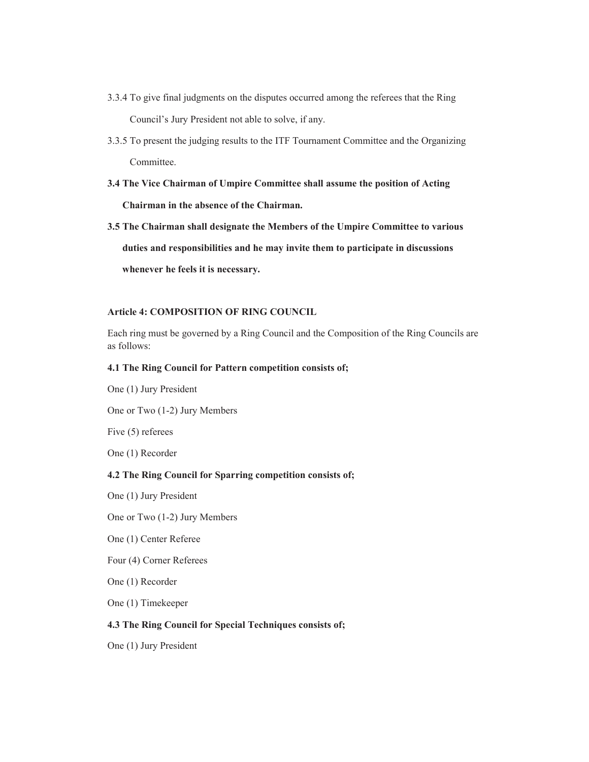3.3.4 To give final judgments on the disputes occurred among the referees that the Ring Council's Jury President not able to solve, if any.

3.3.5 To present the judging results to the ITF Tournament Committee and the Organizing Committee.

**3.4 The Vice Chairman of Umpire Committee shall assume the position of Acting Chairman in the absence of the Chairman.**

**3.5 The Chairman shall designate the Members of the Umpire Committee to various duties and responsibilities and he may invite them to participate in discussions whenever he feels it is necessary.**

### Article 4: COMPOSITION OF RING COUNCIL

Each ring must be governed by a Ring Council and the Composition of the Ring Councils are as follows:

**4.1 The Ring Council for Pattern competition consists of;**

One (1) Jury President

One or Two (1-2) Jury Members

Five (5) referees

One (1) Recorder

**4.2 The Ring Council for Sparring competition consists of;**

One (1) Jury President

One or Two (1-2) Jury Members

One (1) Center Referee

Four (4) Corner Referees

One (1) Recorder

One (1) Timekeeper

**4.3 The Ring Council for Special Techniques consists of;**

One (1) Jury President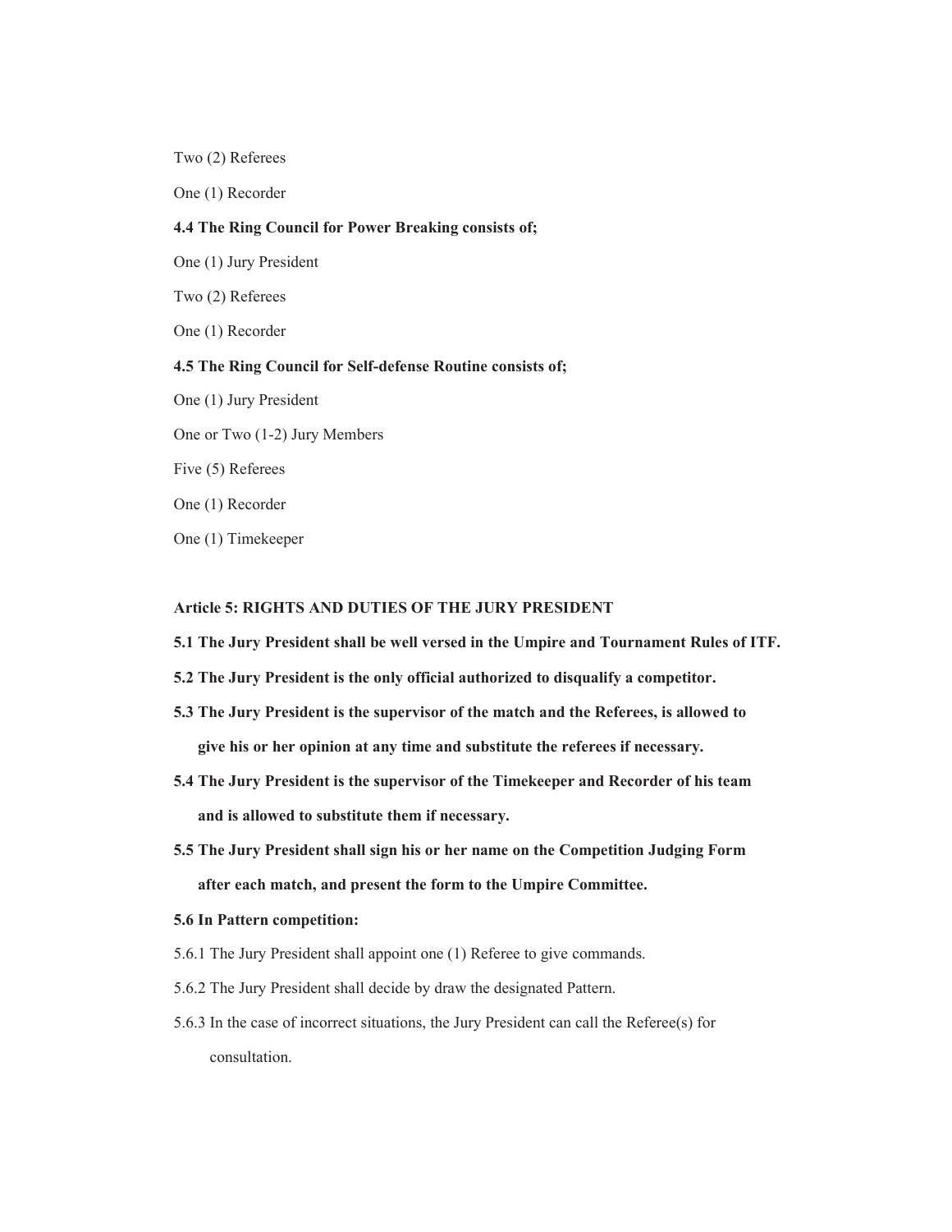Two (2) Referees

One (1) Recorder

**4.4 The Ring Council for Power Breaking consists of;**

One (1) Jury President

Two (2) Referees

One (1) Recorder

**4.5 The Ring Council for Self-defense Routine consists of;**

One (1) Jury President

One or Two (1-2) Jury Members

Five (5) Referees

One (1) Recorder

One (1) Timekeeper

**Article 5: RIGHTS AND DUTIES OF THE JURY PRESIDENT**

**5.1 The Jury President shall be well versed in the Umpire and Tournament Rules of ITF.**

**5.2 The Jury President is the only official authorized to disqualify a competitor.**

**5.3 The Jury President is the supervisor of the match and the Referees, is allowed to give his or her opinion at any time and substitute the referees if necessary.**

**5.4 The Jury President is the supervisor of the Timekeeper and Recorder of his team and is allowed to substitute them if necessary.**

**5.5 The Jury President shall sign his or her name on the Competition Judging Form after each match, and present the form to the Umpire Committee.**

**5.6 In Pattern competition:**

5.6.1 The Jury President shall appoint one (1) Referee to give commands.

5.6.2 The Jury President shall decide by draw the designated Pattern.

5.6.3 In the case of incorrect situations, the Jury President can call the Referee(s) for consultation.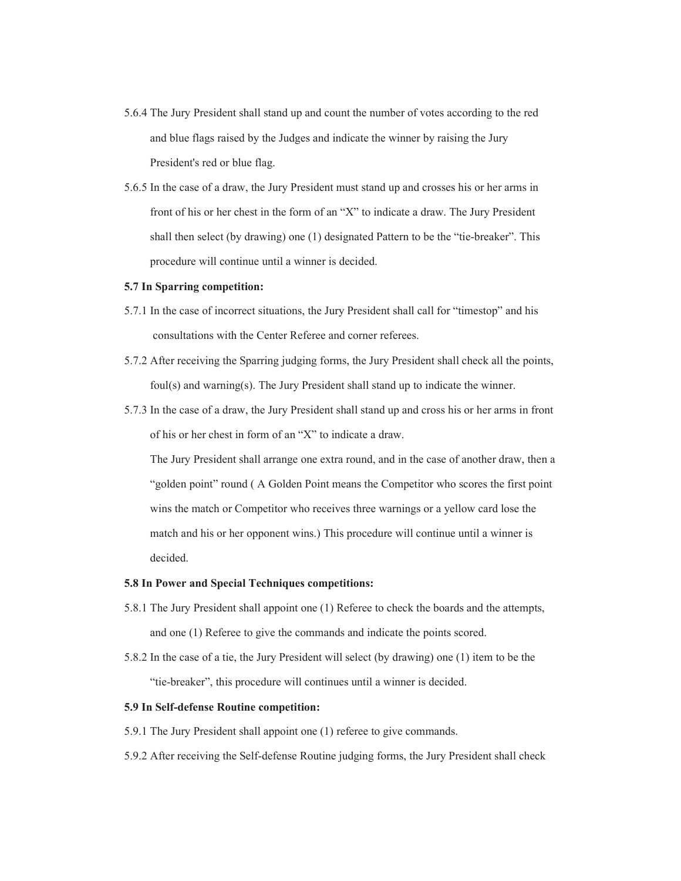5.6.4 The Jury President shall stand up and count the number of votes according to the red and blue flags raised by the Judges and indicate the winner by raising the Jury President's red or blue flag.

5.6.5 In the case of a draw, the Jury President must stand up and crosses his or her arms in front of his or her chest in the form of an "X" to indicate a draw. The Jury President shall then select (by drawing) one (1) designated Pattern to be the "tie-breaker". This procedure will continue until a winner is decided.

**5.7 In Sparring competition:**

5.7.1 In the case of incorrect situations, the Jury President shall call for "timestop" and his consultations with the Center Referee and corner referees.

5.7.2 After receiving the Sparring judging forms, the Jury President shall check all the points, foul(s) and warning(s). The Jury President shall stand up to indicate the winner.

5.7.3 In the case of a draw, the Jury President shall stand up and cross his or her arms in front of his or her chest in form of an "X" to indicate a draw.

The Jury President shall arrange one extra round, and in the case of another draw, then a "golden point" round ( A Golden Point means the Competitor who scores the first point wins the match or Competitor who receives three warnings or a yellow card lose the match and his or her opponent wins.) This procedure will continue until a winner is decided.

**5.8 In Power and Special Techniques competitions:**

5.8.1 The Jury President shall appoint one (1) Referee to check the boards and the attempts, and one (1) Referee to give the commands and indicate the points scored.

5.8.2 In the case of a tie, the Jury President will select (by drawing) one (1) item to be the "tie-breaker", this procedure will continues until a winner is decided.

**5.9 In Self-defense Routine competition:**

5.9.1 The Jury President shall appoint one (1) referee to give commands.

5.9.2 After receiving the Self-defense Routine judging forms, the Jury President shall check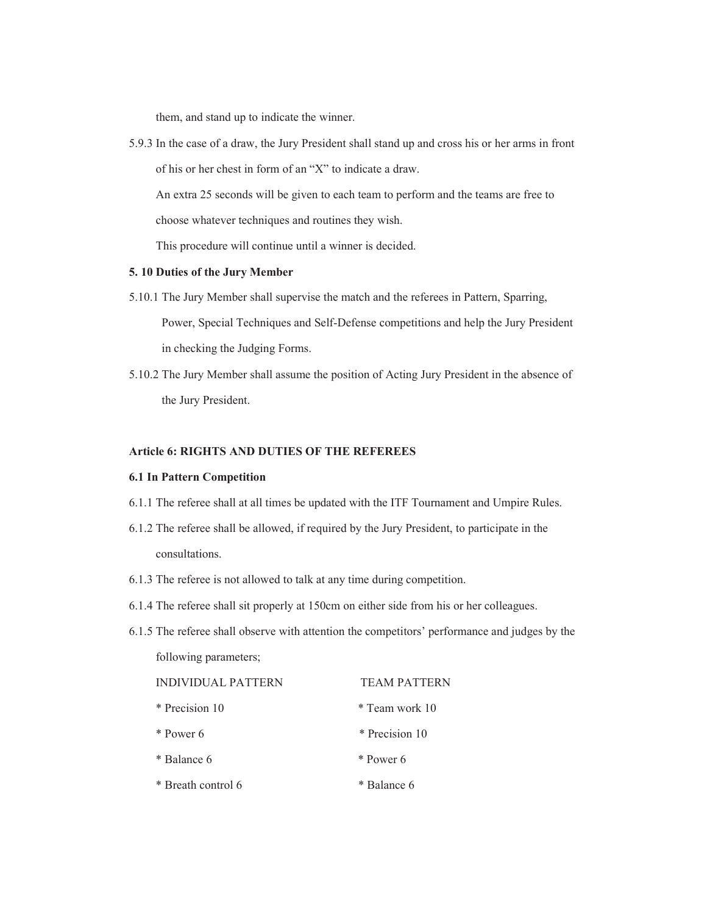them, and stand up to indicate the winner.

5.9.3 In the case of a draw, the Jury President shall stand up and cross his or her arms in front of his or her chest in form of an "X" to indicate a draw.

An extra 25 seconds will be given to each team to perform and the teams are free to choose whatever techniques and routines they wish.

This procedure will continue until a winner is decided.

**5. 10 Duties of the Jury Member**

5.10.1 The Jury Member shall supervise the match and the referees in Pattern, Sparring, Power, Special Techniques and Self-Defense competitions and help the Jury President in checking the Judging Forms.

5.10.2 The Jury Member shall assume the position of Acting Jury President in the absence of the Jury President.

**Article 6: RIGHTS AND DUTIES OF THE REFEREES**

**6.1 In Pattern Competition**

6.1.1 The referee shall at all times be updated with the ITF Tournament and Umpire Rules.

6.1.2 The referee shall be allowed, if required by the Jury President, to participate in the consultations.

6.1.3 The referee is not allowed to talk at any time during competition.

6.1.4 The referee shall sit properly at 150cm on either side from his or her colleagues.

6.1.5 The referee shall observe with attention the competitors' performance and judges by the following parameters;

| INDIVIDUAL PATTERN | TEAM PATTERN |
|---|---|
| * Precision 10 | * Team work 10 |
| * Power 6 | * Precision 10 |
| * Balance 6 | * Power 6 |
| * Breath control 6 | * Balance 6 |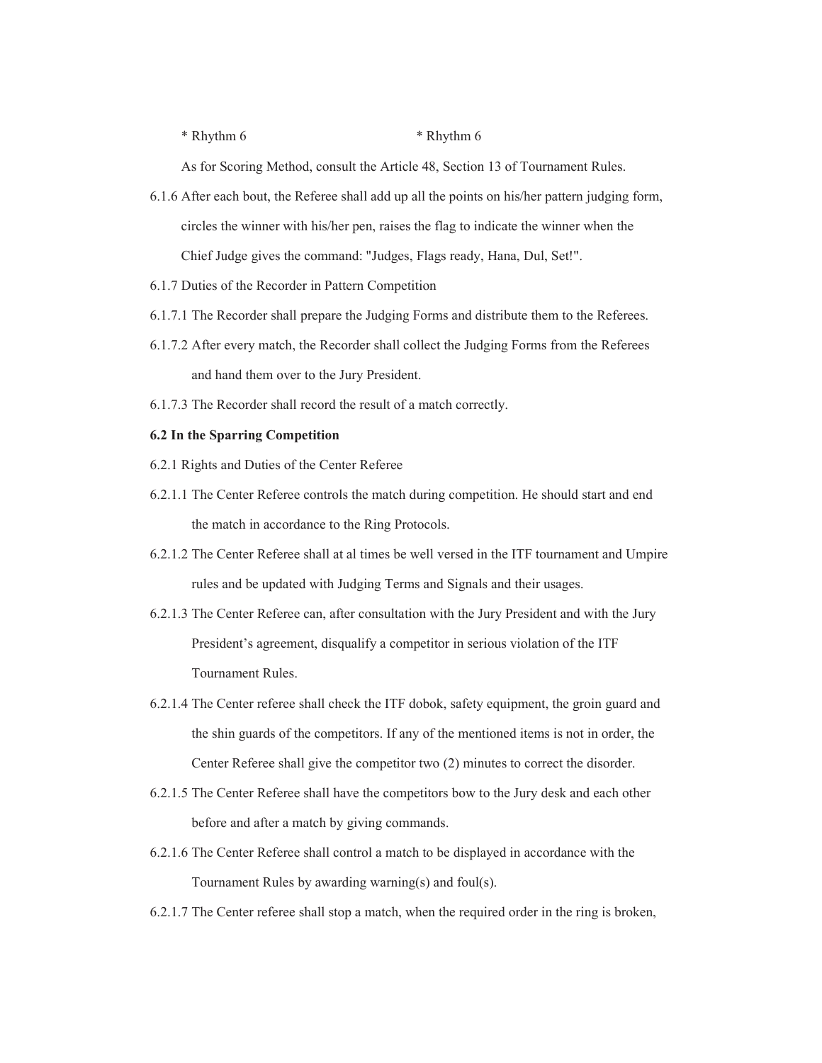* Rhythm 6 * Rhythm 6

As for Scoring Method, consult the Article 48, Section 13 of Tournament Rules.

6.1.6 After each bout, the Referee shall add up all the points on his/her pattern judging form, circles the winner with his/her pen, raises the flag to indicate the winner when the Chief Judge gives the command: "Judges, Flags ready, Hana, Dul, Set!".

6.1.7 Duties of the Recorder in Pattern Competition

6.1.7.1 The Recorder shall prepare the Judging Forms and distribute them to the Referees.

6.1.7.2 After every match, the Recorder shall collect the Judging Forms from the Referees and hand them over to the Jury President.

6.1.7.3 The Recorder shall record the result of a match correctly.

**6.2 In the Sparring Competition**

6.2.1 Rights and Duties of the Center Referee

6.2.1.1 The Center Referee controls the match during competition. He should start and end the match in accordance to the Ring Protocols.

6.2.1.2 The Center Referee shall at al times be well versed in the ITF tournament and Umpire rules and be updated with Judging Terms and Signals and their usages.

6.2.1.3 The Center Referee can, after consultation with the Jury President and with the Jury President's agreement, disqualify a competitor in serious violation of the ITF Tournament Rules.

6.2.1.4 The Center referee shall check the ITF dobok, safety equipment, the groin guard and the shin guards of the competitors. If any of the mentioned items is not in order, the Center Referee shall give the competitor two (2) minutes to correct the disorder.

6.2.1.5 The Center Referee shall have the competitors bow to the Jury desk and each other before and after a match by giving commands.

6.2.1.6 The Center Referee shall control a match to be displayed in accordance with the Tournament Rules by awarding warning(s) and foul(s).

6.2.1.7 The Center referee shall stop a match, when the required order in the ring is broken,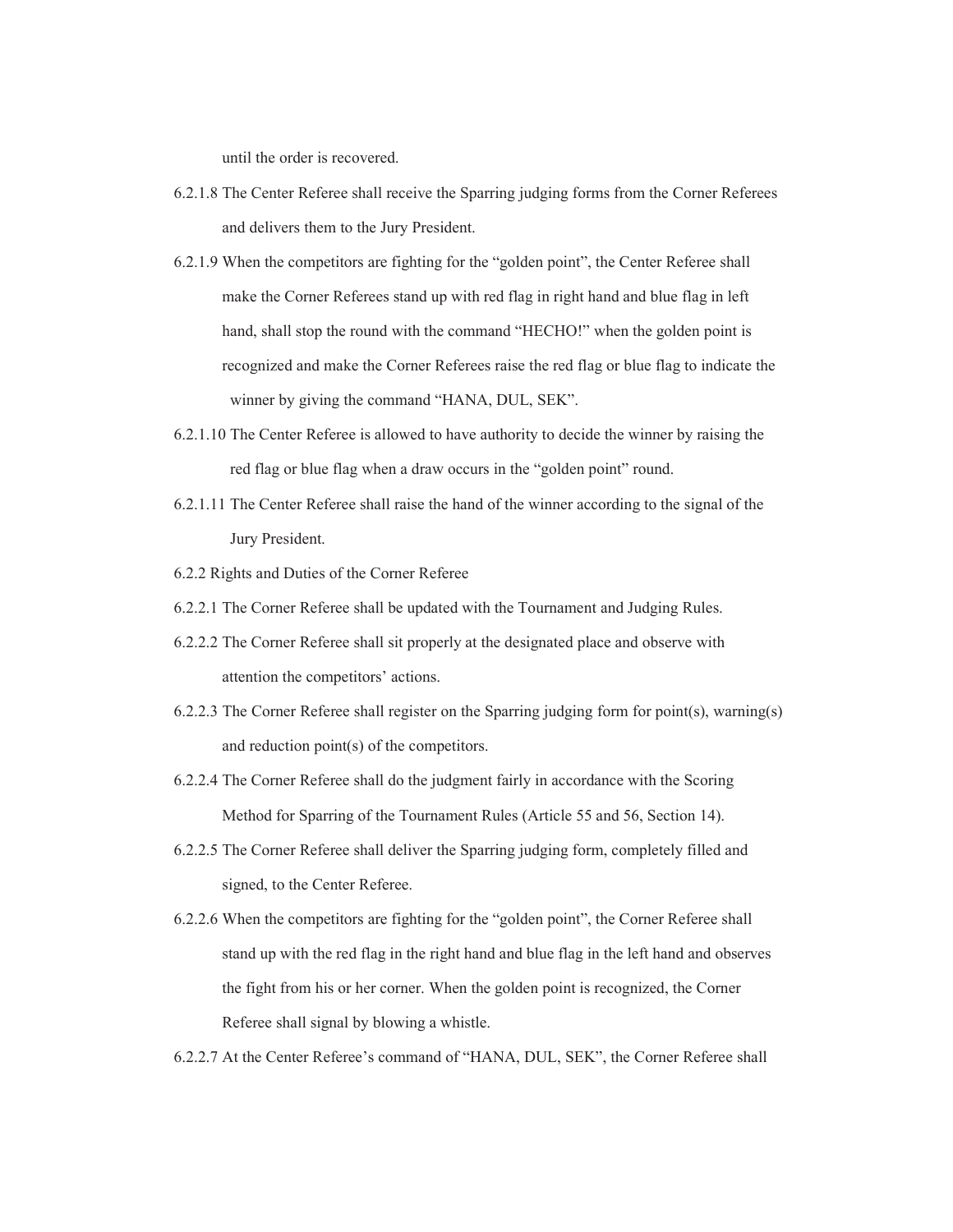until the order is recovered.

6.2.1.8 The Center Referee shall receive the Sparring judging forms from the Corner Referees and delivers them to the Jury President.

6.2.1.9 When the competitors are fighting for the "golden point", the Center Referee shall make the Corner Referees stand up with red flag in right hand and blue flag in left hand, shall stop the round with the command "HECHO!" when the golden point is recognized and make the Corner Referees raise the red flag or blue flag to indicate the winner by giving the command "HANA, DUL, SEK".

6.2.1.10 The Center Referee is allowed to have authority to decide the winner by raising the red flag or blue flag when a draw occurs in the "golden point" round.

6.2.1.11 The Center Referee shall raise the hand of the winner according to the signal of the Jury President.

6.2.2 Rights and Duties of the Corner Referee

6.2.2.1 The Corner Referee shall be updated with the Tournament and Judging Rules.

6.2.2.2 The Corner Referee shall sit properly at the designated place and observe with attention the competitors' actions.

6.2.2.3 The Corner Referee shall register on the Sparring judging form for point(s), warning(s) and reduction point(s) of the competitors.

6.2.2.4 The Corner Referee shall do the judgment fairly in accordance with the Scoring Method for Sparring of the Tournament Rules (Article 55 and 56, Section 14).

6.2.2.5 The Corner Referee shall deliver the Sparring judging form, completely filled and signed, to the Center Referee.

6.2.2.6 When the competitors are fighting for the "golden point", the Corner Referee shall stand up with the red flag in the right hand and blue flag in the left hand and observes the fight from his or her corner. When the golden point is recognized, the Corner Referee shall signal by blowing a whistle.

6.2.2.7 At the Center Referee's command of "HANA, DUL, SEK", the Corner Referee shall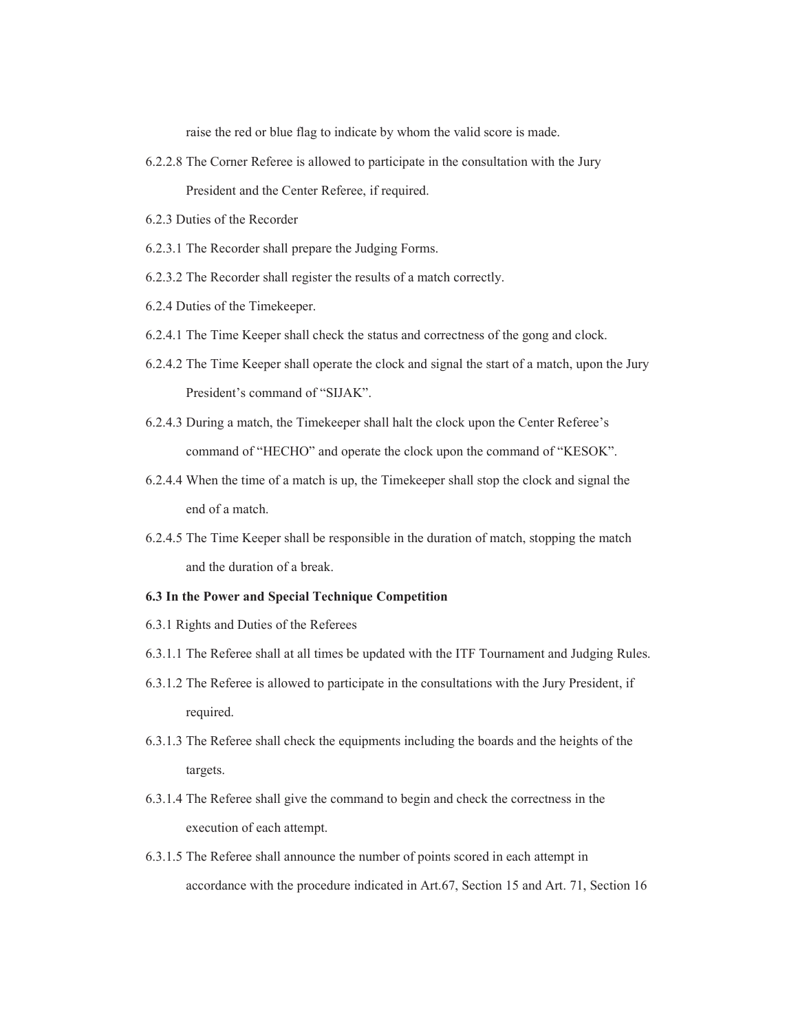raise the red or blue flag to indicate by whom the valid score is made.

6.2.2.8 The Corner Referee is allowed to participate in the consultation with the Jury President and the Center Referee, if required.

6.2.3 Duties of the Recorder

6.2.3.1 The Recorder shall prepare the Judging Forms.

6.2.3.2 The Recorder shall register the results of a match correctly.

6.2.4 Duties of the Timekeeper.

6.2.4.1 The Time Keeper shall check the status and correctness of the gong and clock.

6.2.4.2 The Time Keeper shall operate the clock and signal the start of a match, upon the Jury President's command of "SIJAK".

6.2.4.3 During a match, the Timekeeper shall halt the clock upon the Center Referee's command of "HECHO" and operate the clock upon the command of "KESOK".

6.2.4.4 When the time of a match is up, the Timekeeper shall stop the clock and signal the end of a match.

6.2.4.5 The Time Keeper shall be responsible in the duration of match, stopping the match and the duration of a break.

**6.3 In the Power and Special Technique Competition**

6.3.1 Rights and Duties of the Referees

6.3.1.1 The Referee shall at all times be updated with the ITF Tournament and Judging Rules.

6.3.1.2 The Referee is allowed to participate in the consultations with the Jury President, if required.

6.3.1.3 The Referee shall check the equipments including the boards and the heights of the targets.

6.3.1.4 The Referee shall give the command to begin and check the correctness in the execution of each attempt.

6.3.1.5 The Referee shall announce the number of points scored in each attempt in accordance with the procedure indicated in Art.67, Section 15 and Art. 71, Section 16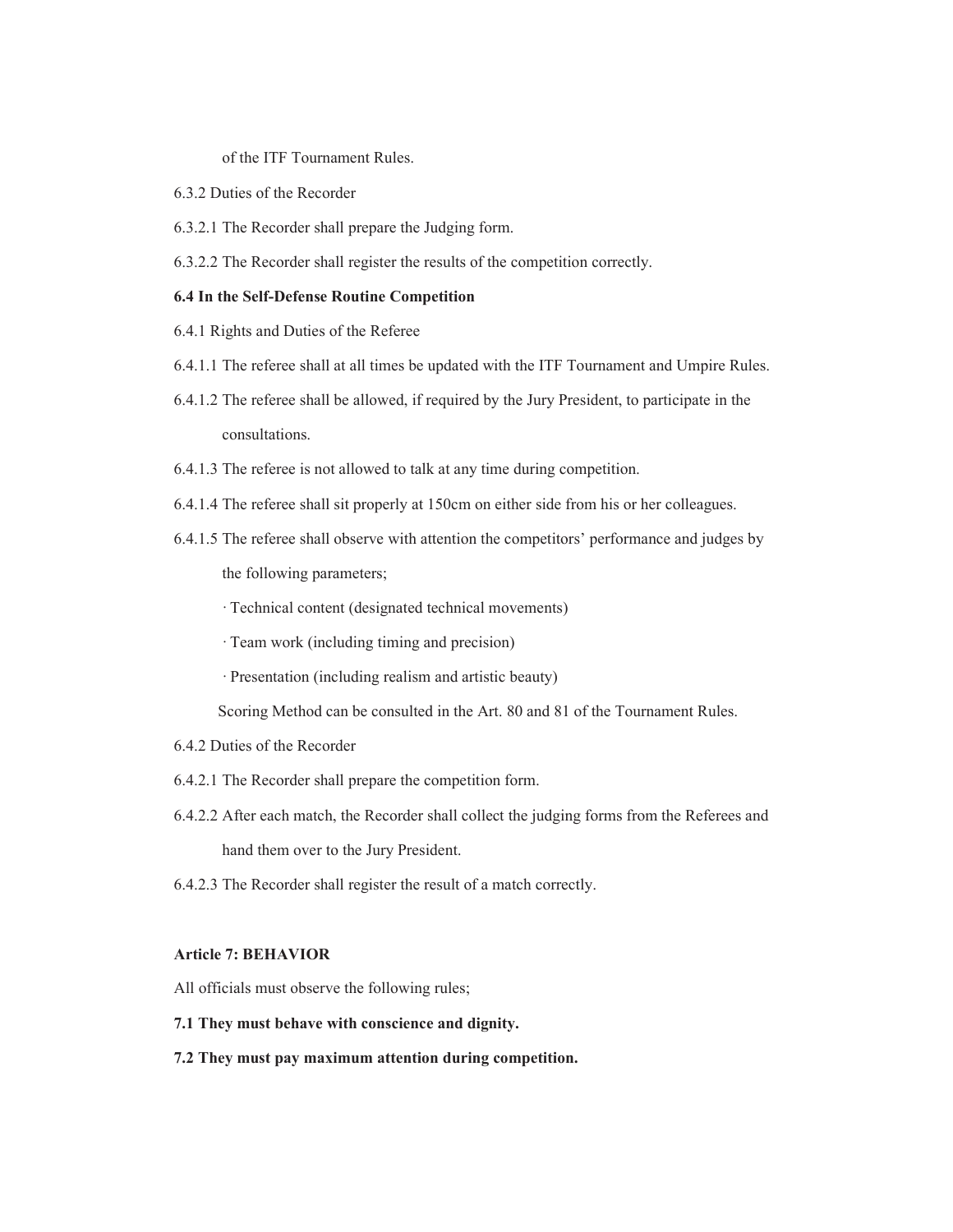of the ITF Tournament Rules.

6.3.2 Duties of the Recorder

6.3.2.1 The Recorder shall prepare the Judging form.

6.3.2.2 The Recorder shall register the results of the competition correctly.

**6.4 In the Self-Defense Routine Competition**

6.4.1 Rights and Duties of the Referee

6.4.1.1 The referee shall at all times be updated with the ITF Tournament and Umpire Rules.

6.4.1.2 The referee shall be allowed, if required by the Jury President, to participate in the consultations.

6.4.1.3 The referee is not allowed to talk at any time during competition.

6.4.1.4 The referee shall sit properly at 150cm on either side from his or her colleagues.

6.4.1.5 The referee shall observe with attention the competitors' performance and judges by the following parameters;

· Technical content (designated technical movements)

· Team work (including timing and precision)

· Presentation (including realism and artistic beauty)

Scoring Method can be consulted in the Art. 80 and 81 of the Tournament Rules.

6.4.2 Duties of the Recorder

6.4.2.1 The Recorder shall prepare the competition form.

6.4.2.2 After each match, the Recorder shall collect the judging forms from the Referees and hand them over to the Jury President.

6.4.2.3 The Recorder shall register the result of a match correctly.

**Article 7: BEHAVIOR**

All officials must observe the following rules;

**7.1 They must behave with conscience and dignity.**

**7.2 They must pay maximum attention during competition.**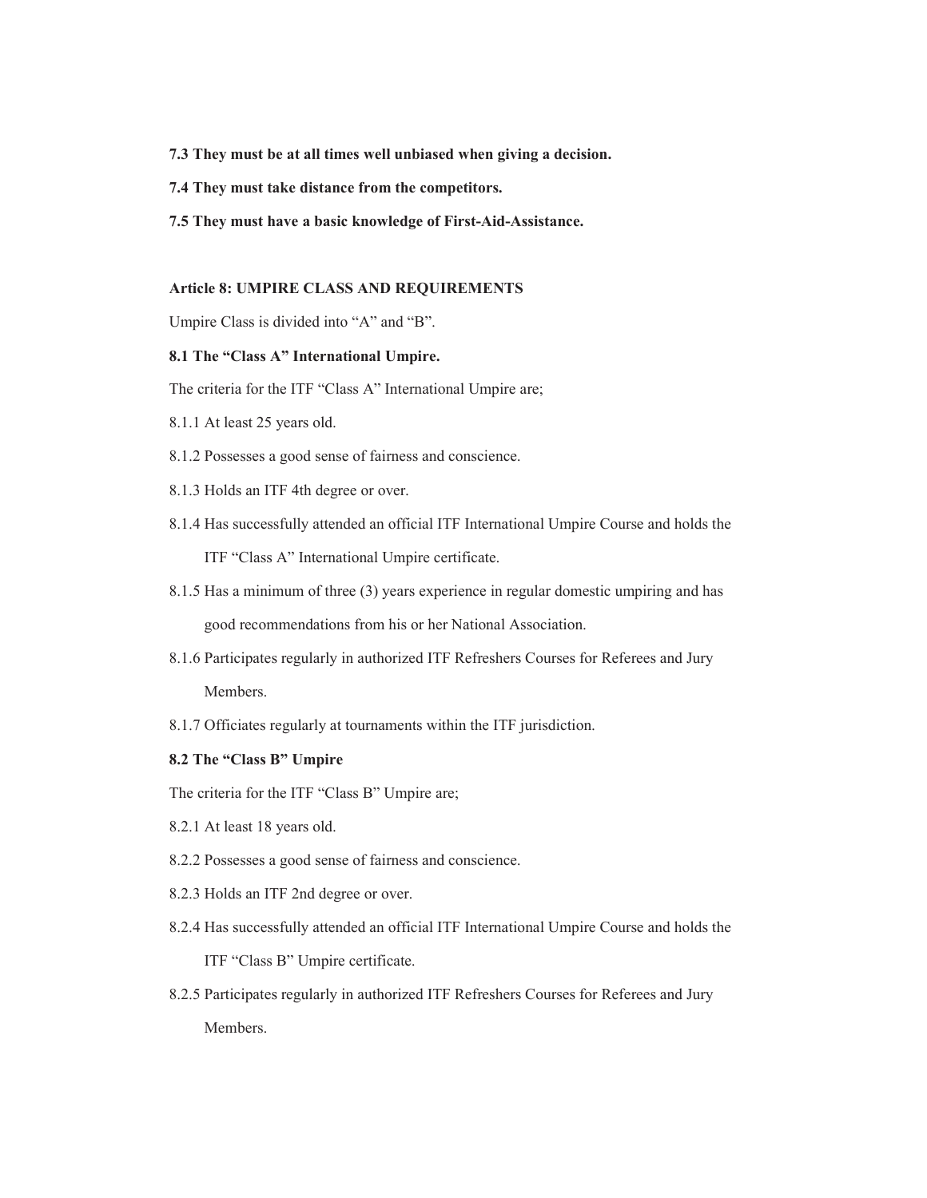**7.3 They must be at all times well unbiased when giving a decision.**

**7.4 They must take distance from the competitors.**

**7.5 They must have a basic knowledge of First-Aid-Assistance.**

**Article 8: UMPIRE CLASS AND REQUIREMENTS**

Umpire Class is divided into "A" and "B".

**8.1 The "Class A" International Umpire.**

The criteria for the ITF "Class A" International Umpire are;

8.1.1 At least 25 years old.

8.1.2 Possesses a good sense of fairness and conscience.

8.1.3 Holds an ITF 4th degree or over.

8.1.4 Has successfully attended an official ITF International Umpire Course and holds the ITF "Class A" International Umpire certificate.

8.1.5 Has a minimum of three (3) years experience in regular domestic umpiring and has good recommendations from his or her National Association.

8.1.6 Participates regularly in authorized ITF Refreshers Courses for Referees and Jury Members.

8.1.7 Officiates regularly at tournaments within the ITF jurisdiction.

**8.2 The "Class B" Umpire**

The criteria for the ITF "Class B" Umpire are;

8.2.1 At least 18 years old.

8.2.2 Possesses a good sense of fairness and conscience.

8.2.3 Holds an ITF 2nd degree or over.

8.2.4 Has successfully attended an official ITF International Umpire Course and holds the ITF "Class B" Umpire certificate.

8.2.5 Participates regularly in authorized ITF Refreshers Courses for Referees and Jury Members.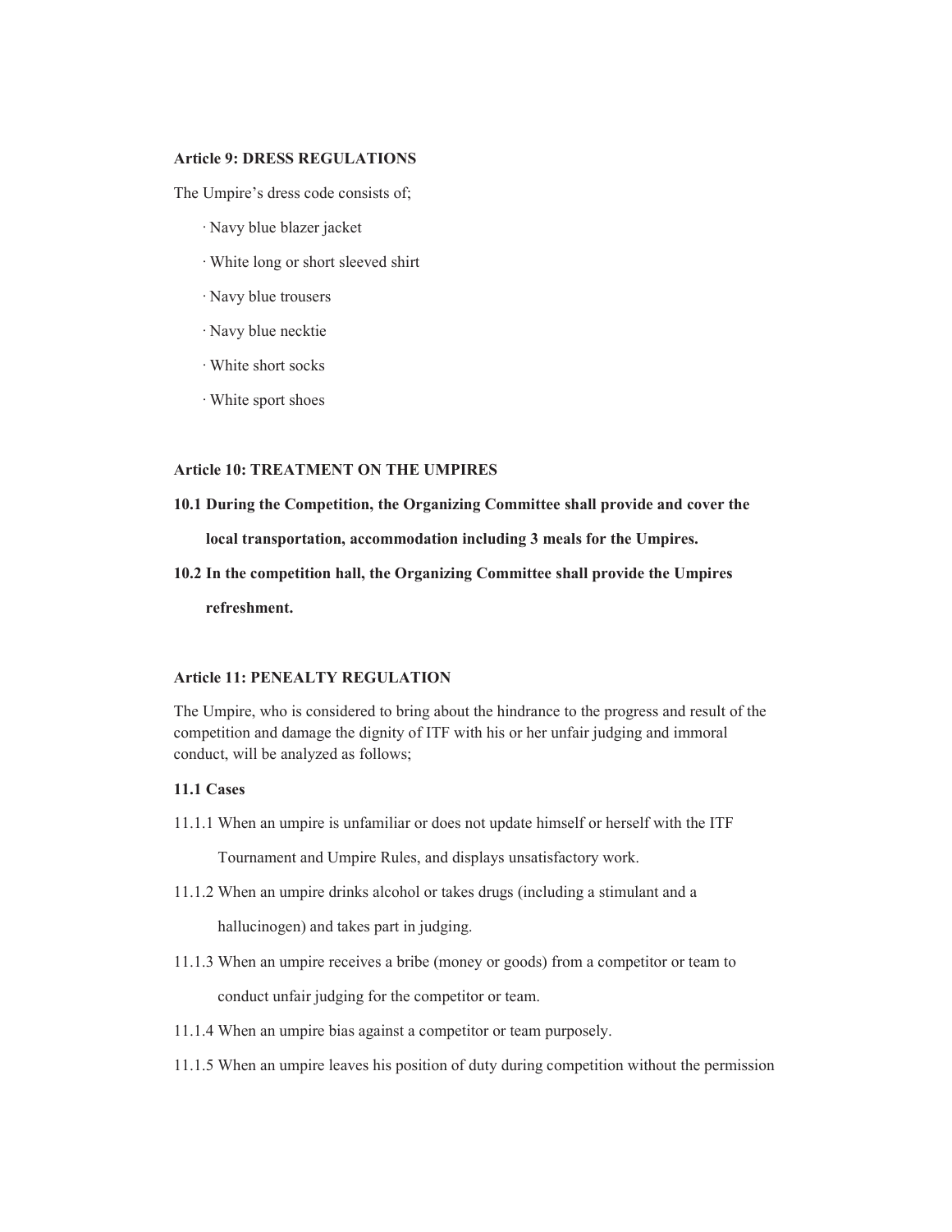**Article 9: DRESS REGULATIONS**

The Umpire's dress code consists of;

- Navy blue blazer jacket
- White long or short sleeved shirt
- Navy blue trousers
- Navy blue necktie
- White short socks
- White sport shoes

**Article 10: TREATMENT ON THE UMPIRES**

**10.1 During the Competition, the Organizing Committee shall provide and cover the local transportation, accommodation including 3 meals for the Umpires.**

**10.2 In the competition hall, the Organizing Committee shall provide the Umpires refreshment.**

**Article 11: PENEALTY REGULATION**

The Umpire, who is considered to bring about the hindrance to the progress and result of the competition and damage the dignity of ITF with his or her unfair judging and immoral conduct, will be analyzed as follows;

**11.1 Cases**

11.1.1 When an umpire is unfamiliar or does not update himself or herself with the ITF Tournament and Umpire Rules, and displays unsatisfactory work.

11.1.2 When an umpire drinks alcohol or takes drugs (including a stimulant and a hallucinogen) and takes part in judging.

11.1.3 When an umpire receives a bribe (money or goods) from a competitor or team to conduct unfair judging for the competitor or team.

11.1.4 When an umpire bias against a competitor or team purposely.

11.1.5 When an umpire leaves his position of duty during competition without the permission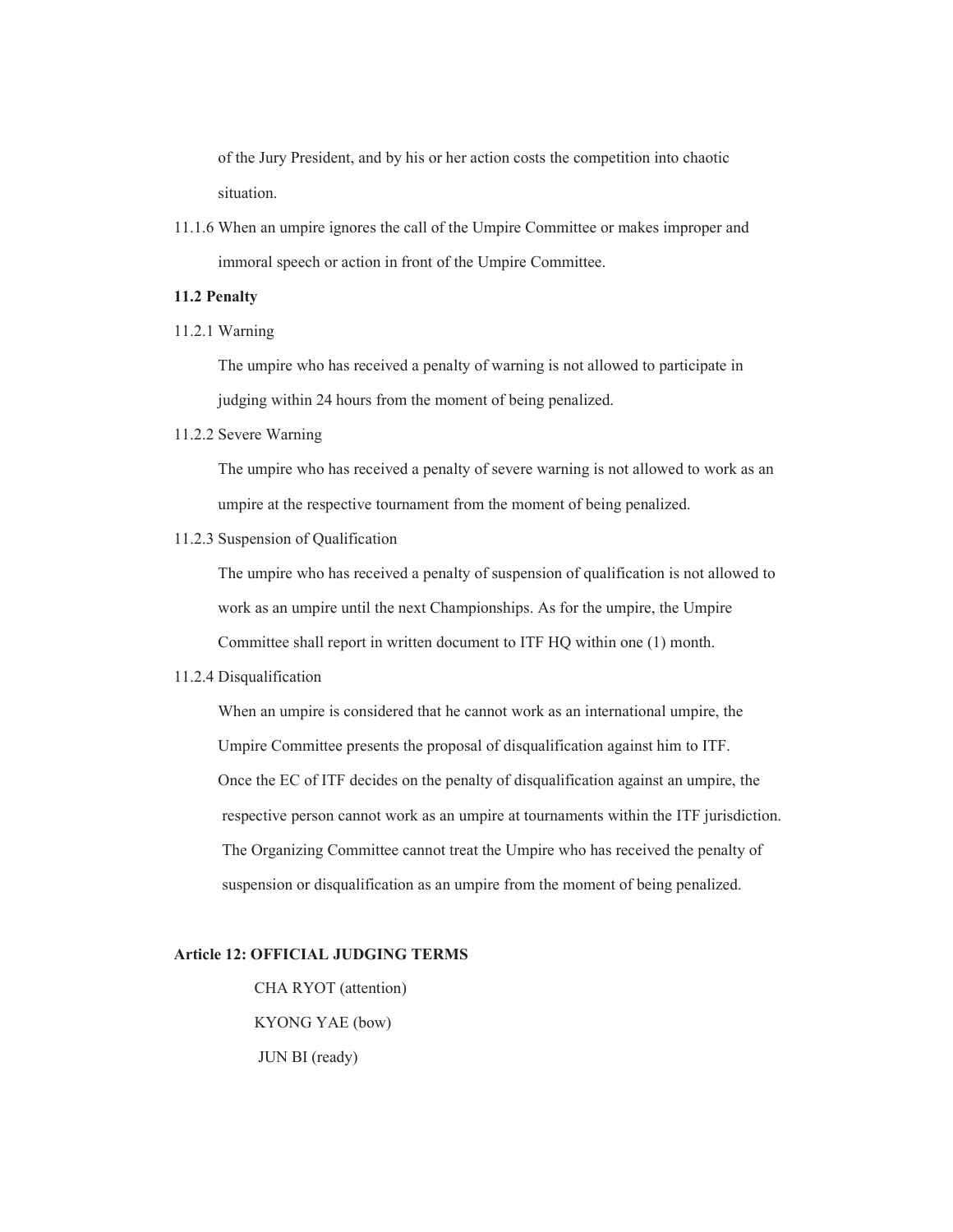of the Jury President, and by his or her action costs the competition into chaotic situation.

11.1.6 When an umpire ignores the call of the Umpire Committee or makes improper and immoral speech or action in front of the Umpire Committee.

**11.2 Penalty**

11.2.1 Warning

The umpire who has received a penalty of warning is not allowed to participate in judging within 24 hours from the moment of being penalized.

11.2.2 Severe Warning

The umpire who has received a penalty of severe warning is not allowed to work as an umpire at the respective tournament from the moment of being penalized.

11.2.3 Suspension of Qualification

The umpire who has received a penalty of suspension of qualification is not allowed to work as an umpire until the next Championships. As for the umpire, the Umpire Committee shall report in written document to ITF HQ within one (1) month.

11.2.4 Disqualification

When an umpire is considered that he cannot work as an international umpire, the Umpire Committee presents the proposal of disqualification against him to ITF. Once the EC of ITF decides on the penalty of disqualification against an umpire, the respective person cannot work as an umpire at tournaments within the ITF jurisdiction. The Organizing Committee cannot treat the Umpire who has received the penalty of suspension or disqualification as an umpire from the moment of being penalized.

**Article 12: OFFICIAL JUDGING TERMS**

CHA RYOT (attention)

KYONG YAE (bow)

JUN BI (ready)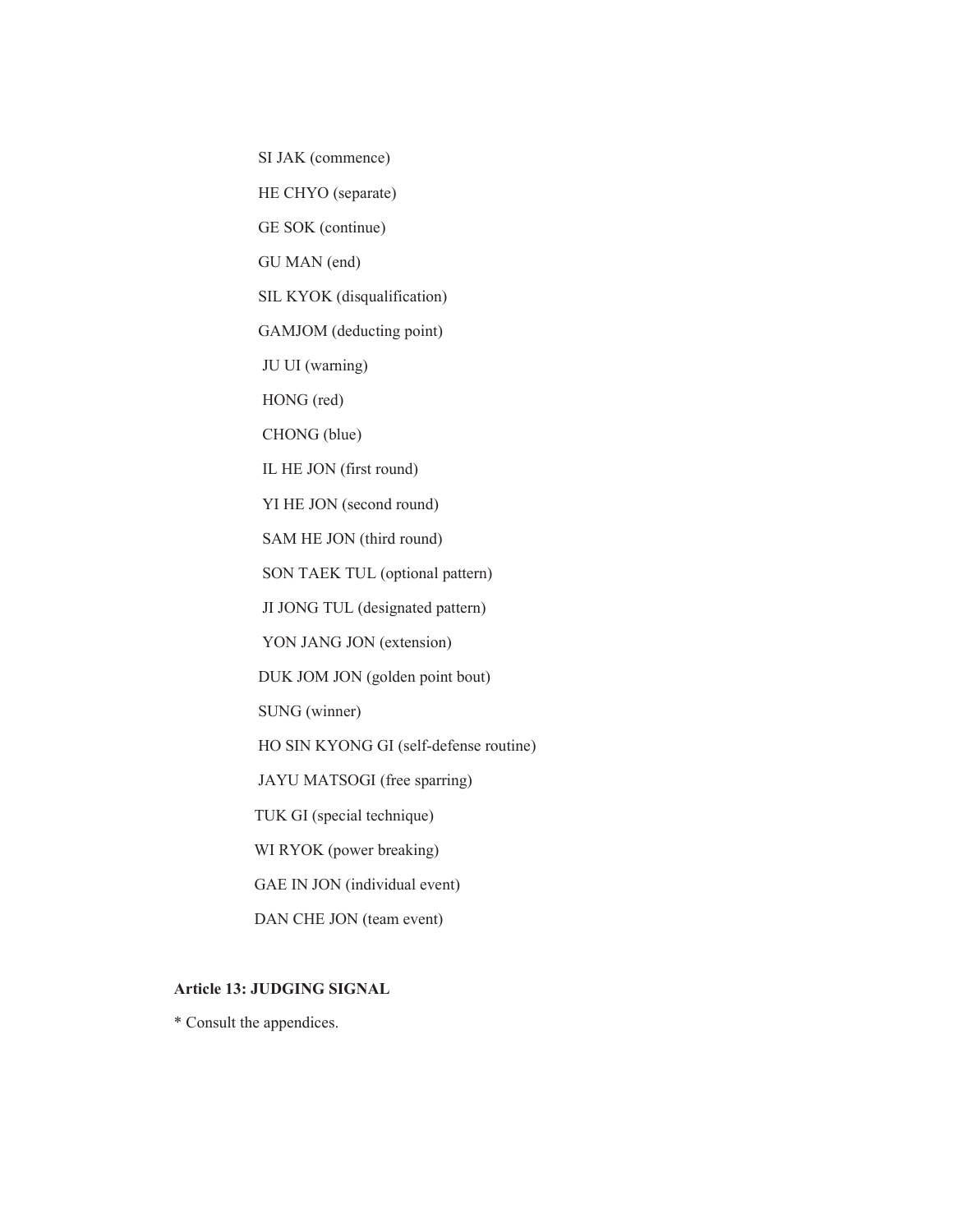SI JAK (commence)

HE CHYO (separate)

GE SOK (continue)

GU MAN (end)

SIL KYOK (disqualification)

GAMJOM (deducting point)

JU UI (warning)

HONG (red)

CHONG (blue)

IL HE JON (first round)

YI HE JON (second round)

SAM HE JON (third round)

SON TAEK TUL (optional pattern)

JI JONG TUL (designated pattern)

YON JANG JON (extension)

DUK JOM JON (golden point bout)

SUNG (winner)

HO SIN KYONG GI (self-defense routine)

JAYU MATSOGI (free sparring)

TUK GI (special technique)

WI RYOK (power breaking)

GAE IN JON (individual event)

DAN CHE JON (team event)

**Article 13: JUDGING SIGNAL**

* Consult the appendices.